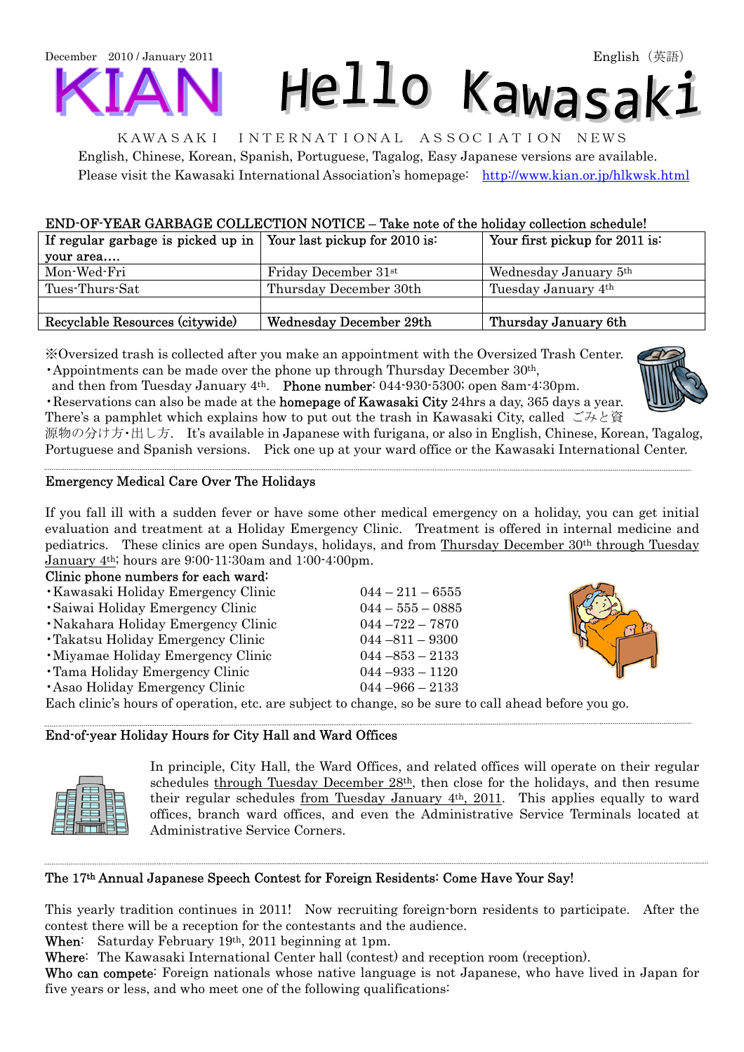December 2010 / January 2011 English（英語）

# KIAN Hello Kawasaki

KAWASAKI INTERNATIONAL ASSOCIATION NEWS

English, Chinese, Korean, Spanish, Portuguese, Tagalog, Easy Japanese versions are available.
Please visit the Kawasaki International Association's homepage: http://www.kian.or.jp/hlkwsk.html

## END-OF-YEAR GARBAGE COLLECTION NOTICE – Take note of the holiday collection schedule!

| If regular garbage is picked up in your area.... | Your last pickup for 2010 is: | Your first pickup for 2011 is: |
|---|---|---|
| Mon-Wed-Fri | Friday December 31st | Wednesday January 5th |
| Tues-Thurs-Sat | Thursday December 30th | Tuesday January 4th |
| | | |
| Recyclable Resources (citywide) | Wednesday December 29th | Thursday January 6th |

※Oversized trash is collected after you make an appointment with the Oversized Trash Center.
・Appointments can be made over the phone up through Thursday December 30th, and then from Tuesday January 4th. **Phone number**: 044-930-5300; open 8am-4:30pm.
・Reservations can also be made at the **homepage of Kawasaki City** 24hrs a day, 365 days a year.
There's a pamphlet which explains how to put out the trash in Kawasaki City, called ごみと資源物の分け方・出し方. It's available in Japanese with furigana, or also in English, Chinese, Korean, Tagalog, Portuguese and Spanish versions. Pick one up at your ward office or the Kawasaki International Center.

## Emergency Medical Care Over The Holidays

If you fall ill with a sudden fever or have some other medical emergency on a holiday, you can get initial evaluation and treatment at a Holiday Emergency Clinic. Treatment is offered in internal medicine and pediatrics. These clinics are open Sundays, holidays, and from Thursday December 30th through Tuesday January 4th; hours are 9:00-11:30am and 1:00-4:00pm.

Clinic phone numbers for each ward:

- Kawasaki Holiday Emergency Clinic 044 – 211 – 6555
- Saiwai Holiday Emergency Clinic 044 – 555 – 0885
- Nakahara Holiday Emergency Clinic 044 –722 – 7870
- Takatsu Holiday Emergency Clinic 044 –811 – 9300
- Miyamae Holiday Emergency Clinic 044 –853 – 2133
- Tama Holiday Emergency Clinic 044 –933 – 1120
- Asao Holiday Emergency Clinic 044 –966 – 2133

Each clinic's hours of operation, etc. are subject to change, so be sure to call ahead before you go.

## End-of-year Holiday Hours for City Hall and Ward Offices

In principle, City Hall, the Ward Offices, and related offices will operate on their regular schedules through Tuesday December 28th, then close for the holidays, and then resume their regular schedules from Tuesday January 4th, 2011. This applies equally to ward offices, branch ward offices, and even the Administrative Service Terminals located at Administrative Service Corners.

## The 17th Annual Japanese Speech Contest for Foreign Residents: Come Have Your Say!

This yearly tradition continues in 2011! Now recruiting foreign-born residents to participate. After the contest there will be a reception for the contestants and the audience.

**When**: Saturday February 19th, 2011 beginning at 1pm.
**Where**: The Kawasaki International Center hall (contest) and reception room (reception).
**Who can compete**: Foreign nationals whose native language is not Japanese, who have lived in Japan for five years or less, and who meet one of the following qualifications: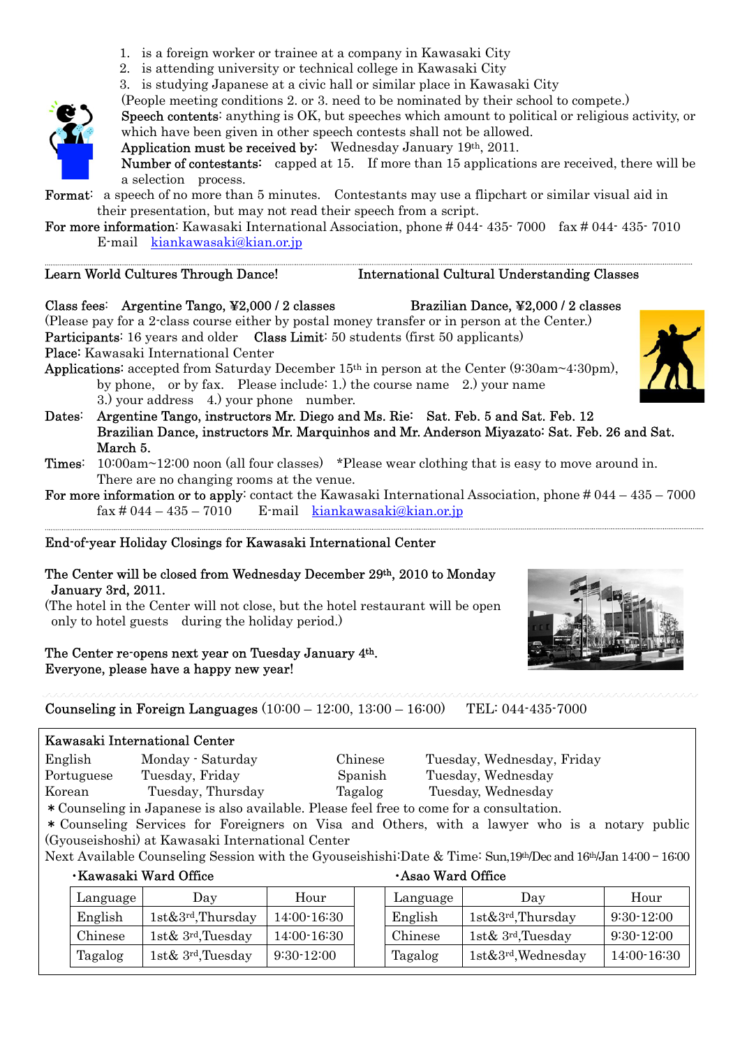1. is a foreign worker or trainee at a company in Kawasaki City
2. is attending university or technical college in Kawasaki City
3. is studying Japanese at a civic hall or similar place in Kawasaki City

(People meeting conditions 2. or 3. need to be nominated by their school to compete.)

**Speech contents**: anything is OK, but speeches which amount to political or religious activity, or which have been given in other speech contests shall not be allowed.

**Application must be received by**: Wednesday January 19th, 2011.

**Number of contestants**: capped at 15. If more than 15 applications are received, there will be a selection process.

**Format**: a speech of no more than 5 minutes. Contestants may use a flipchart or similar visual aid in their presentation, but may not read their speech from a script.

**For more information**: Kawasaki International Association, phone # 044- 435- 7000 fax # 044- 435- 7010 E-mail kiankawasaki@kian.or.jp

---

## Learn World Cultures Through Dance! International Cultural Understanding Classes

**Class fees**: Argentine Tango, ¥2,000 / 2 classes Brazilian Dance, ¥2,000 / 2 classes

(Please pay for a 2-class course either by postal money transfer or in person at the Center.)

**Participants**: 16 years and older **Class Limit**: 50 students (first 50 applicants)

**Place**: Kawasaki International Center

**Applications**: accepted from Saturday December 15th in person at the Center (9:30am~4:30pm), by phone, or by fax. Please include: 1.) the course name 2.) your name 3.) your address 4.) your phone number.

**Dates**: Argentine Tango, instructors Mr. Diego and Ms. Rie: Sat. Feb. 5 and Sat. Feb. 12
Brazilian Dance, instructors Mr. Marquinhos and Mr. Anderson Miyazato: Sat. Feb. 26 and Sat. March 5.

**Times**: 10:00am~12:00 noon (all four classes) *Please wear clothing that is easy to move around in. There are no changing rooms at the venue.

**For more information or to apply**: contact the Kawasaki International Association, phone # 044 – 435 – 7000 fax # 044 – 435 – 7010 E-mail kiankawasaki@kian.or.jp

---

## End-of-year Holiday Closings for Kawasaki International Center

**The Center will be closed from Wednesday December 29th, 2010 to Monday January 3rd, 2011.**

(The hotel in the Center will not close, but the hotel restaurant will be open only to hotel guests during the holiday period.)

**The Center re-opens next year on Tuesday January 4th.**
**Everyone, please have a happy new year!**

---

## Counseling in Foreign Languages (10:00 – 12:00, 13:00 – 16:00) TEL: 044-435-7000

**Kawasaki International Center**

| | | | |
|---|---|---|---|
| English | Monday - Saturday | Chinese | Tuesday, Wednesday, Friday |
| Portuguese | Tuesday, Friday | Spanish | Tuesday, Wednesday |
| Korean | Tuesday, Thursday | Tagalog | Tuesday, Wednesday |

* Counseling in Japanese is also available. Please feel free to come for a consultation.

* Counseling Services for Foreigners on Visa and Others, with a lawyer who is a notary public (Gyouseishoshi) at Kawasaki International Center

Next Available Counseling Session with the Gyouseishishi:Date & Time: Sun,19th/Dec and 16th/Jan 14:00－16:00

・Kawasaki Ward Office

| Language | Day | Hour |
|---|---|---|
| English | 1st&3rd,Thursday | 14:00-16:30 |
| Chinese | 1st& 3rd,Tuesday | 14:00-16:30 |
| Tagalog | 1st& 3rd,Tuesday | 9:30-12:00 |

・Asao Ward Office

| Language | Day | Hour |
|---|---|---|
| English | 1st&3rd,Thursday | 9:30-12:00 |
| Chinese | 1st& 3rd,Tuesday | 9:30-12:00 |
| Tagalog | 1st&3rd,Wednesday | 14:00-16:30 |